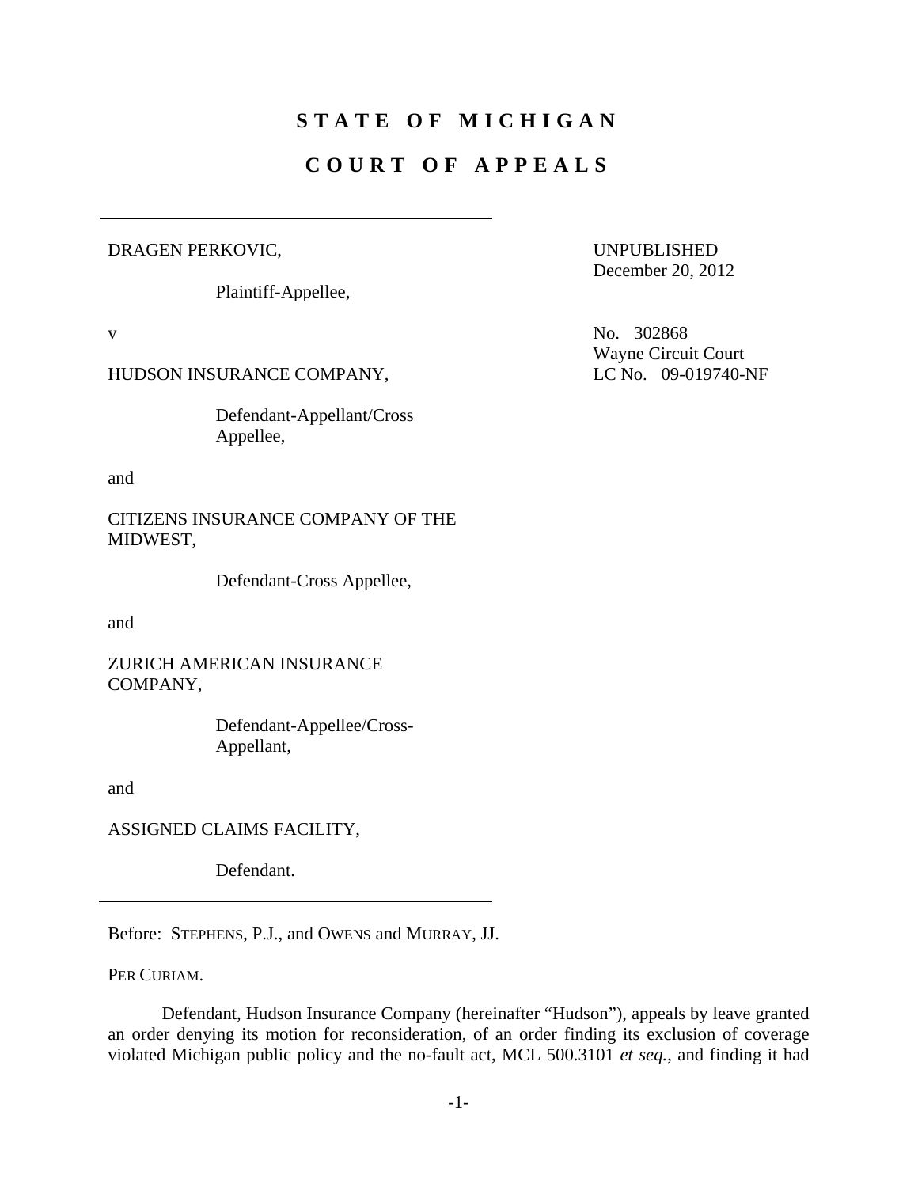# STATE OF MICHIGAN

# COURT OF APPEALS

---

DRAGEN PERKOVIC,

Plaintiff-Appellee,

v

HUDSON INSURANCE COMPANY,

Defendant-Appellant/Cross Appellee,

and

CITIZENS INSURANCE COMPANY OF THE MIDWEST,

Defendant-Cross Appellee,

and

ZURICH AMERICAN INSURANCE COMPANY,

Defendant-Appellee/Cross-Appellant,

and

ASSIGNED CLAIMS FACILITY,

Defendant.

---

UNPUBLISHED
December 20, 2012

No. 302868
Wayne Circuit Court
LC No. 09-019740-NF

Before: STEPHENS, P.J., and OWENS and MURRAY, JJ.

PER CURIAM.

Defendant, Hudson Insurance Company (hereinafter "Hudson"), appeals by leave granted an order denying its motion for reconsideration, of an order finding its exclusion of coverage violated Michigan public policy and the no-fault act, MCL 500.3101 *et seq.*, and finding it had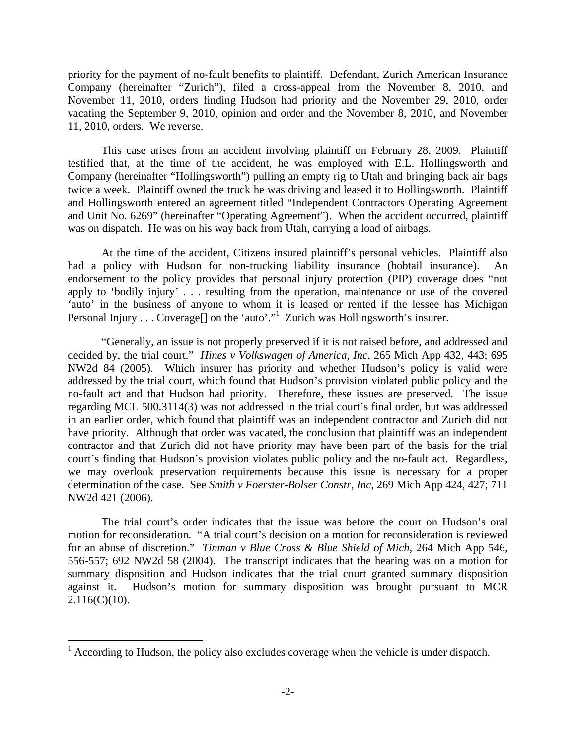priority for the payment of no-fault benefits to plaintiff. Defendant, Zurich American Insurance Company (hereinafter "Zurich"), filed a cross-appeal from the November 8, 2010, and November 11, 2010, orders finding Hudson had priority and the November 29, 2010, order vacating the September 9, 2010, opinion and order and the November 8, 2010, and November 11, 2010, orders. We reverse.

This case arises from an accident involving plaintiff on February 28, 2009. Plaintiff testified that, at the time of the accident, he was employed with E.L. Hollingsworth and Company (hereinafter "Hollingsworth") pulling an empty rig to Utah and bringing back air bags twice a week. Plaintiff owned the truck he was driving and leased it to Hollingsworth. Plaintiff and Hollingsworth entered an agreement titled "Independent Contractors Operating Agreement and Unit No. 6269" (hereinafter "Operating Agreement"). When the accident occurred, plaintiff was on dispatch. He was on his way back from Utah, carrying a load of airbags.

At the time of the accident, Citizens insured plaintiff's personal vehicles. Plaintiff also had a policy with Hudson for non-trucking liability insurance (bobtail insurance). An endorsement to the policy provides that personal injury protection (PIP) coverage does "not apply to 'bodily injury' . . . resulting from the operation, maintenance or use of the covered 'auto' in the business of anyone to whom it is leased or rented if the lessee has Michigan Personal Injury . . . Coverage[] on the 'auto'."[1] Zurich was Hollingsworth's insurer.

"Generally, an issue is not properly preserved if it is not raised before, and addressed and decided by, the trial court." *Hines v Volkswagen of America, Inc*, 265 Mich App 432, 443; 695 NW2d 84 (2005). Which insurer has priority and whether Hudson's policy is valid were addressed by the trial court, which found that Hudson's provision violated public policy and the no-fault act and that Hudson had priority. Therefore, these issues are preserved. The issue regarding MCL 500.3114(3) was not addressed in the trial court's final order, but was addressed in an earlier order, which found that plaintiff was an independent contractor and Zurich did not have priority. Although that order was vacated, the conclusion that plaintiff was an independent contractor and that Zurich did not have priority may have been part of the basis for the trial court's finding that Hudson's provision violates public policy and the no-fault act. Regardless, we may overlook preservation requirements because this issue is necessary for a proper determination of the case. See *Smith v Foerster-Bolser Constr, Inc*, 269 Mich App 424, 427; 711 NW2d 421 (2006).

The trial court's order indicates that the issue was before the court on Hudson's oral motion for reconsideration. "A trial court's decision on a motion for reconsideration is reviewed for an abuse of discretion." *Tinman v Blue Cross & Blue Shield of Mich*, 264 Mich App 546, 556-557; 692 NW2d 58 (2004). The transcript indicates that the hearing was on a motion for summary disposition and Hudson indicates that the trial court granted summary disposition against it. Hudson's motion for summary disposition was brought pursuant to MCR 2.116(C)(10).

---

[1] According to Hudson, the policy also excludes coverage when the vehicle is under dispatch.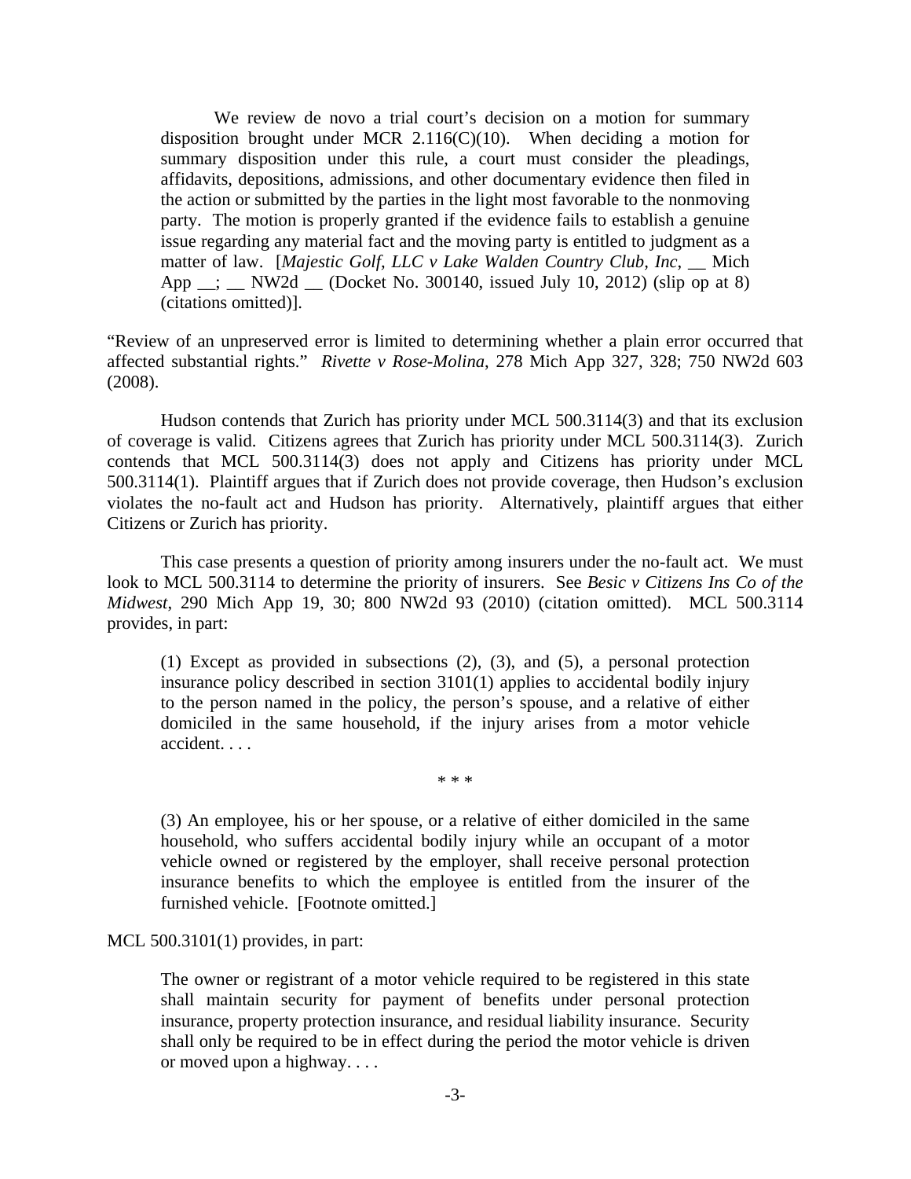> We review de novo a trial court's decision on a motion for summary disposition brought under MCR 2.116(C)(10). When deciding a motion for summary disposition under this rule, a court must consider the pleadings, affidavits, depositions, admissions, and other documentary evidence then filed in the action or submitted by the parties in the light most favorable to the nonmoving party. The motion is properly granted if the evidence fails to establish a genuine issue regarding any material fact and the moving party is entitled to judgment as a matter of law. [*Majestic Golf, LLC v Lake Walden Country Club, Inc*, __ Mich App __; __ NW2d __ (Docket No. 300140, issued July 10, 2012) (slip op at 8) (citations omitted)].

"Review of an unpreserved error is limited to determining whether a plain error occurred that affected substantial rights." *Rivette v Rose-Molina*, 278 Mich App 327, 328; 750 NW2d 603 (2008).

Hudson contends that Zurich has priority under MCL 500.3114(3) and that its exclusion of coverage is valid. Citizens agrees that Zurich has priority under MCL 500.3114(3). Zurich contends that MCL 500.3114(3) does not apply and Citizens has priority under MCL 500.3114(1). Plaintiff argues that if Zurich does not provide coverage, then Hudson's exclusion violates the no-fault act and Hudson has priority. Alternatively, plaintiff argues that either Citizens or Zurich has priority.

This case presents a question of priority among insurers under the no-fault act. We must look to MCL 500.3114 to determine the priority of insurers. See *Besic v Citizens Ins Co of the Midwest*, 290 Mich App 19, 30; 800 NW2d 93 (2010) (citation omitted). MCL 500.3114 provides, in part:

> (1) Except as provided in subsections (2), (3), and (5), a personal protection insurance policy described in section 3101(1) applies to accidental bodily injury to the person named in the policy, the person's spouse, and a relative of either domiciled in the same household, if the injury arises from a motor vehicle accident. . . .
>
> \* \* \*
>
> (3) An employee, his or her spouse, or a relative of either domiciled in the same household, who suffers accidental bodily injury while an occupant of a motor vehicle owned or registered by the employer, shall receive personal protection insurance benefits to which the employee is entitled from the insurer of the furnished vehicle. [Footnote omitted.]

MCL 500.3101(1) provides, in part:

> The owner or registrant of a motor vehicle required to be registered in this state shall maintain security for payment of benefits under personal protection insurance, property protection insurance, and residual liability insurance. Security shall only be required to be in effect during the period the motor vehicle is driven or moved upon a highway. . . .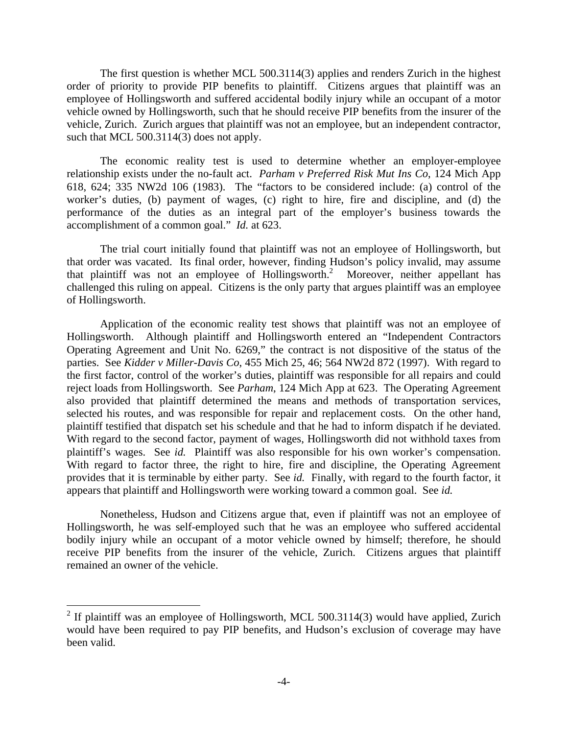The first question is whether MCL 500.3114(3) applies and renders Zurich in the highest order of priority to provide PIP benefits to plaintiff. Citizens argues that plaintiff was an employee of Hollingsworth and suffered accidental bodily injury while an occupant of a motor vehicle owned by Hollingsworth, such that he should receive PIP benefits from the insurer of the vehicle, Zurich. Zurich argues that plaintiff was not an employee, but an independent contractor, such that MCL 500.3114(3) does not apply.

The economic reality test is used to determine whether an employer-employee relationship exists under the no-fault act. *Parham v Preferred Risk Mut Ins Co*, 124 Mich App 618, 624; 335 NW2d 106 (1983). The "factors to be considered include: (a) control of the worker's duties, (b) payment of wages, (c) right to hire, fire and discipline, and (d) the performance of the duties as an integral part of the employer's business towards the accomplishment of a common goal." *Id.* at 623.

The trial court initially found that plaintiff was not an employee of Hollingsworth, but that order was vacated. Its final order, however, finding Hudson's policy invalid, may assume that plaintiff was not an employee of Hollingsworth.[2] Moreover, neither appellant has challenged this ruling on appeal. Citizens is the only party that argues plaintiff was an employee of Hollingsworth.

Application of the economic reality test shows that plaintiff was not an employee of Hollingsworth. Although plaintiff and Hollingsworth entered an "Independent Contractors Operating Agreement and Unit No. 6269," the contract is not dispositive of the status of the parties. See *Kidder v Miller-Davis Co*, 455 Mich 25, 46; 564 NW2d 872 (1997). With regard to the first factor, control of the worker's duties, plaintiff was responsible for all repairs and could reject loads from Hollingsworth. See *Parham*, 124 Mich App at 623. The Operating Agreement also provided that plaintiff determined the means and methods of transportation services, selected his routes, and was responsible for repair and replacement costs. On the other hand, plaintiff testified that dispatch set his schedule and that he had to inform dispatch if he deviated. With regard to the second factor, payment of wages, Hollingsworth did not withhold taxes from plaintiff's wages. See *id.* Plaintiff was also responsible for his own worker's compensation. With regard to factor three, the right to hire, fire and discipline, the Operating Agreement provides that it is terminable by either party. See *id.* Finally, with regard to the fourth factor, it appears that plaintiff and Hollingsworth were working toward a common goal. See *id.*

Nonetheless, Hudson and Citizens argue that, even if plaintiff was not an employee of Hollingsworth, he was self-employed such that he was an employee who suffered accidental bodily injury while an occupant of a motor vehicle owned by himself; therefore, he should receive PIP benefits from the insurer of the vehicle, Zurich. Citizens argues that plaintiff remained an owner of the vehicle.

---

[2] If plaintiff was an employee of Hollingsworth, MCL 500.3114(3) would have applied, Zurich would have been required to pay PIP benefits, and Hudson's exclusion of coverage may have been valid.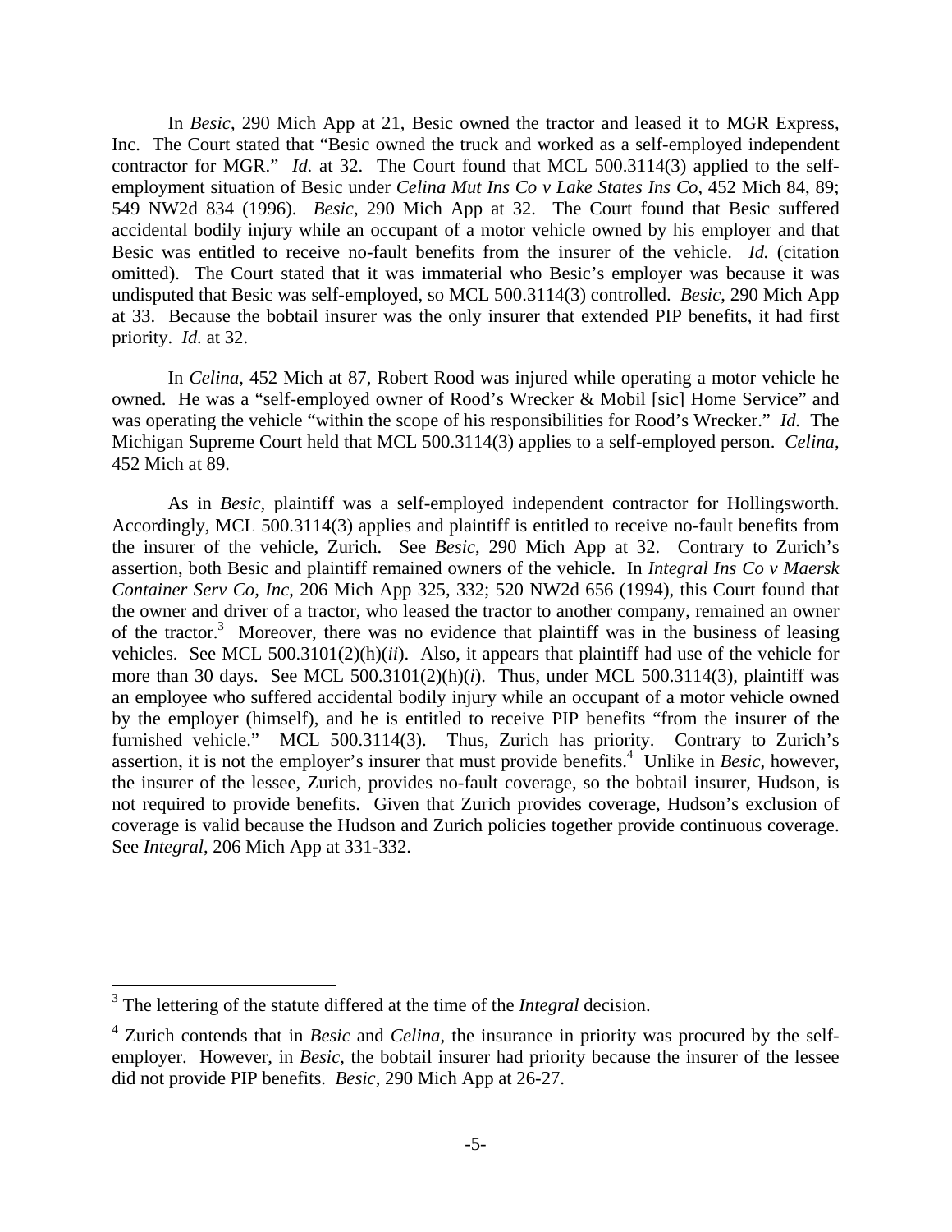In *Besic*, 290 Mich App at 21, Besic owned the tractor and leased it to MGR Express, Inc. The Court stated that "Besic owned the truck and worked as a self-employed independent contractor for MGR." *Id.* at 32. The Court found that MCL 500.3114(3) applied to the self-employment situation of Besic under *Celina Mut Ins Co v Lake States Ins Co*, 452 Mich 84, 89; 549 NW2d 834 (1996). *Besic*, 290 Mich App at 32. The Court found that Besic suffered accidental bodily injury while an occupant of a motor vehicle owned by his employer and that Besic was entitled to receive no-fault benefits from the insurer of the vehicle. *Id.* (citation omitted). The Court stated that it was immaterial who Besic's employer was because it was undisputed that Besic was self-employed, so MCL 500.3114(3) controlled. *Besic*, 290 Mich App at 33. Because the bobtail insurer was the only insurer that extended PIP benefits, it had first priority. *Id.* at 32.

In *Celina*, 452 Mich at 87, Robert Rood was injured while operating a motor vehicle he owned. He was a "self-employed owner of Rood's Wrecker & Mobil [sic] Home Service" and was operating the vehicle "within the scope of his responsibilities for Rood's Wrecker." *Id.* The Michigan Supreme Court held that MCL 500.3114(3) applies to a self-employed person. *Celina*, 452 Mich at 89.

As in *Besic*, plaintiff was a self-employed independent contractor for Hollingsworth. Accordingly, MCL 500.3114(3) applies and plaintiff is entitled to receive no-fault benefits from the insurer of the vehicle, Zurich. See *Besic*, 290 Mich App at 32. Contrary to Zurich's assertion, both Besic and plaintiff remained owners of the vehicle. In *Integral Ins Co v Maersk Container Serv Co, Inc*, 206 Mich App 325, 332; 520 NW2d 656 (1994), this Court found that the owner and driver of a tractor, who leased the tractor to another company, remained an owner of the tractor.[3] Moreover, there was no evidence that plaintiff was in the business of leasing vehicles. See MCL 500.3101(2)(h)(*ii*). Also, it appears that plaintiff had use of the vehicle for more than 30 days. See MCL 500.3101(2)(h)(*i*). Thus, under MCL 500.3114(3), plaintiff was an employee who suffered accidental bodily injury while an occupant of a motor vehicle owned by the employer (himself), and he is entitled to receive PIP benefits "from the insurer of the furnished vehicle." MCL 500.3114(3). Thus, Zurich has priority. Contrary to Zurich's assertion, it is not the employer's insurer that must provide benefits.[4] Unlike in *Besic*, however, the insurer of the lessee, Zurich, provides no-fault coverage, so the bobtail insurer, Hudson, is not required to provide benefits. Given that Zurich provides coverage, Hudson's exclusion of coverage is valid because the Hudson and Zurich policies together provide continuous coverage. See *Integral*, 206 Mich App at 331-332.

---

[3] The lettering of the statute differed at the time of the *Integral* decision.

[4] Zurich contends that in *Besic* and *Celina*, the insurance in priority was procured by the self-employer. However, in *Besic*, the bobtail insurer had priority because the insurer of the lessee did not provide PIP benefits. *Besic*, 290 Mich App at 26-27.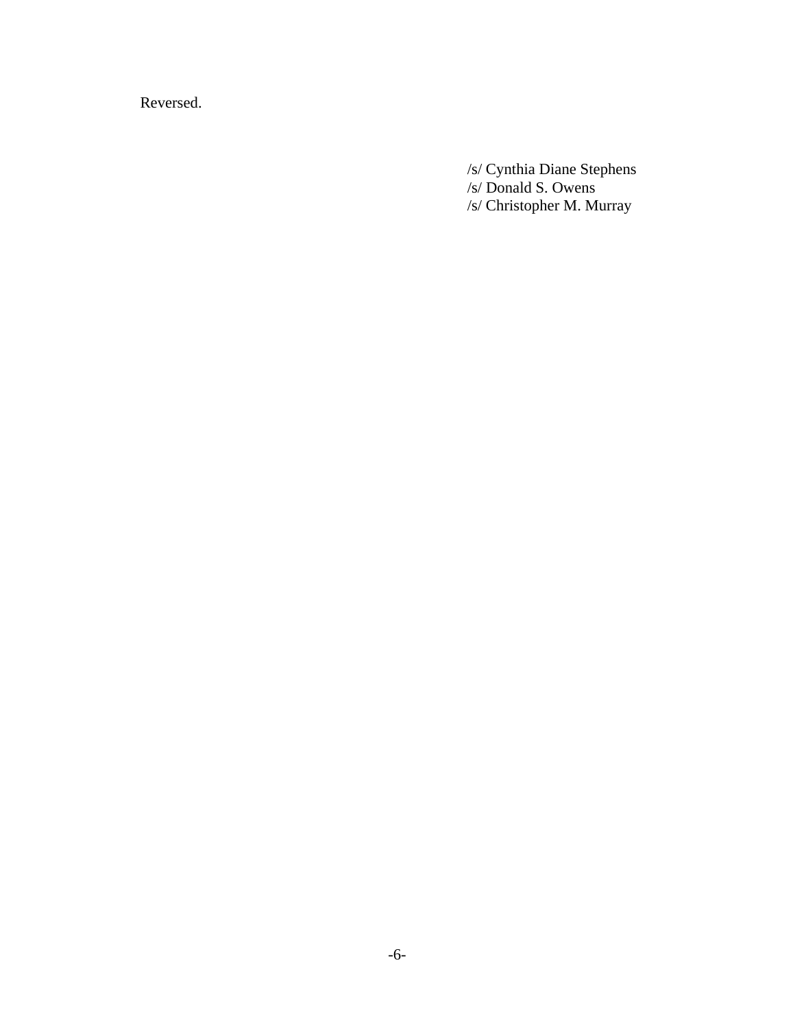Reversed.

/s/ Cynthia Diane Stephens  
/s/ Donald S. Owens  
/s/ Christopher M. Murray